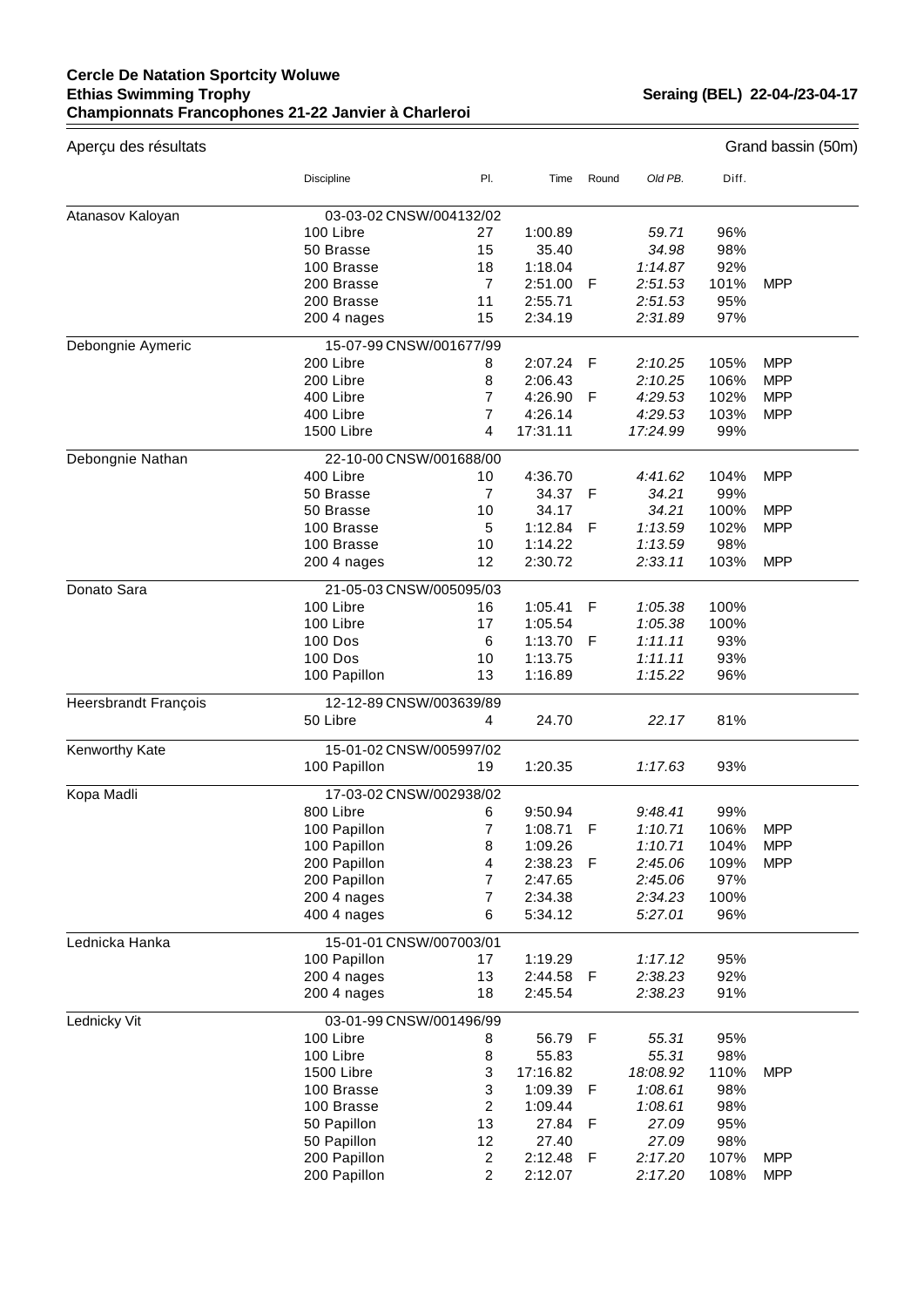**Cercle De Natation Sportcity Woluwe**
**Ethias Swimming Trophy** **Seraing (BEL) 22-04-/23-04-17**
**Championnats Francophones 21-22 Janvier à Charleroi**

Aperçu des résultats — Grand bassin (50m)

| | Discipline | Pl. | Time | Round | *Old PB.* | Diff. | |
|---|---|---|---|---|---|---|---|
| Atanasov Kaloyan | 03-03-02 CNSW/004132/02 | | | | | | |
| | 100 Libre | 27 | 1:00.89 | | *59.71* | 96% | |
| | 50 Brasse | 15 | 35.40 | | *34.98* | 98% | |
| | 100 Brasse | 18 | 1:18.04 | | *1:14.87* | 92% | |
| | 200 Brasse | 7 | 2:51.00 | F | *2:51.53* | 101% | MPP |
| | 200 Brasse | 11 | 2:55.71 | | *2:51.53* | 95% | |
| | 200 4 nages | 15 | 2:34.19 | | *2:31.89* | 97% | |
| Debongnie Aymeric | 15-07-99 CNSW/001677/99 | | | | | | |
| | 200 Libre | 8 | 2:07.24 | F | *2:10.25* | 105% | MPP |
| | 200 Libre | 8 | 2:06.43 | | *2:10.25* | 106% | MPP |
| | 400 Libre | 7 | 4:26.90 | F | *4:29.53* | 102% | MPP |
| | 400 Libre | 7 | 4:26.14 | | *4:29.53* | 103% | MPP |
| | 1500 Libre | 4 | 17:31.11 | | *17:24.99* | 99% | |
| Debongnie Nathan | 22-10-00 CNSW/001688/00 | | | | | | |
| | 400 Libre | 10 | 4:36.70 | | *4:41.62* | 104% | MPP |
| | 50 Brasse | 7 | 34.37 | F | *34.21* | 99% | |
| | 50 Brasse | 10 | 34.17 | | *34.21* | 100% | MPP |
| | 100 Brasse | 5 | 1:12.84 | F | *1:13.59* | 102% | MPP |
| | 100 Brasse | 10 | 1:14.22 | | *1:13.59* | 98% | |
| | 200 4 nages | 12 | 2:30.72 | | *2:33.11* | 103% | MPP |
| Donato Sara | 21-05-03 CNSW/005095/03 | | | | | | |
| | 100 Libre | 16 | 1:05.41 | F | *1:05.38* | 100% | |
| | 100 Libre | 17 | 1:05.54 | | *1:05.38* | 100% | |
| | 100 Dos | 6 | 1:13.70 | F | *1:11.11* | 93% | |
| | 100 Dos | 10 | 1:13.75 | | *1:11.11* | 93% | |
| | 100 Papillon | 13 | 1:16.89 | | *1:15.22* | 96% | |
| Heersbrandt François | 12-12-89 CNSW/003639/89 | | | | | | |
| | 50 Libre | 4 | 24.70 | | *22.17* | 81% | |
| Kenworthy Kate | 15-01-02 CNSW/005997/02 | | | | | | |
| | 100 Papillon | 19 | 1:20.35 | | *1:17.63* | 93% | |
| Kopa Madli | 17-03-02 CNSW/002938/02 | | | | | | |
| | 800 Libre | 6 | 9:50.94 | | *9:48.41* | 99% | |
| | 100 Papillon | 7 | 1:08.71 | F | *1:10.71* | 106% | MPP |
| | 100 Papillon | 8 | 1:09.26 | | *1:10.71* | 104% | MPP |
| | 200 Papillon | 4 | 2:38.23 | F | *2:45.06* | 109% | MPP |
| | 200 Papillon | 7 | 2:47.65 | | *2:45.06* | 97% | |
| | 200 4 nages | 7 | 2:34.38 | | *2:34.23* | 100% | |
| | 400 4 nages | 6 | 5:34.12 | | *5:27.01* | 96% | |
| Lednicka Hanka | 15-01-01 CNSW/007003/01 | | | | | | |
| | 100 Papillon | 17 | 1:19.29 | | *1:17.12* | 95% | |
| | 200 4 nages | 13 | 2:44.58 | F | *2:38.23* | 92% | |
| | 200 4 nages | 18 | 2:45.54 | | *2:38.23* | 91% | |
| Lednicky Vit | 03-01-99 CNSW/001496/99 | | | | | | |
| | 100 Libre | 8 | 56.79 | F | *55.31* | 95% | |
| | 100 Libre | 8 | 55.83 | | *55.31* | 98% | |
| | 1500 Libre | 3 | 17:16.82 | | *18:08.92* | 110% | MPP |
| | 100 Brasse | 3 | 1:09.39 | F | *1:08.61* | 98% | |
| | 100 Brasse | 2 | 1:09.44 | | *1:08.61* | 98% | |
| | 50 Papillon | 13 | 27.84 | F | *27.09* | 95% | |
| | 50 Papillon | 12 | 27.40 | | *27.09* | 98% | |
| | 200 Papillon | 2 | 2:12.48 | F | *2:17.20* | 107% | MPP |
| | 200 Papillon | 2 | 2:12.07 | | *2:17.20* | 108% | MPP |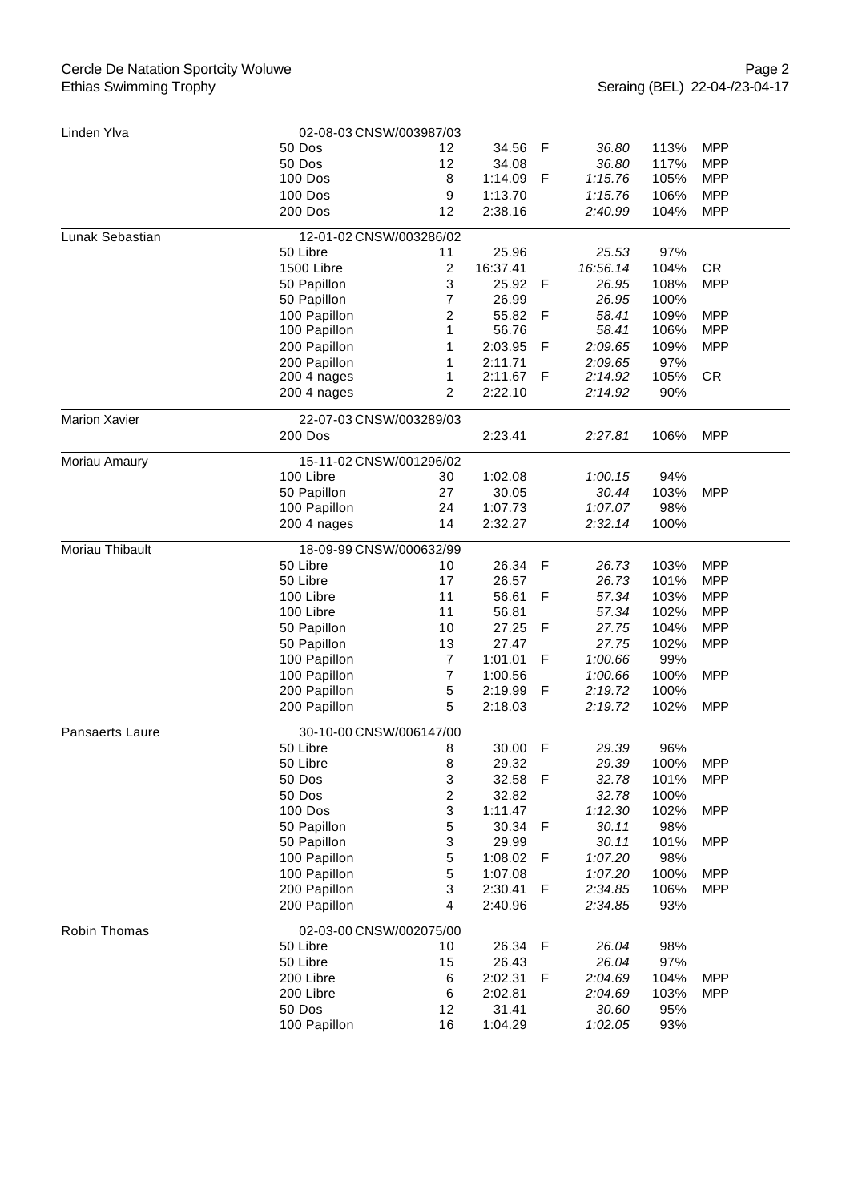| Name | Event | Rank | Time | Final | Previous best | % | Note |
|---|---|---|---|---|---|---|---|
| Linden Ylva | 02-08-03 CNSW/003987/03 | | | | | | |
| | 50 Dos | 12 | 34.56 | F | *36.80* | 113% | MPP |
| | 50 Dos | 12 | 34.08 | | *36.80* | 117% | MPP |
| | 100 Dos | 8 | 1:14.09 | F | *1:15.76* | 105% | MPP |
| | 100 Dos | 9 | 1:13.70 | | *1:15.76* | 106% | MPP |
| | 200 Dos | 12 | 2:38.16 | | *2:40.99* | 104% | MPP |
| Lunak Sebastian | 12-01-02 CNSW/003286/02 | | | | | | |
| | 50 Libre | 11 | 25.96 | | *25.53* | 97% | |
| | 1500 Libre | 2 | 16:37.41 | | *16:56.14* | 104% | CR |
| | 50 Papillon | 3 | 25.92 | F | *26.95* | 108% | MPP |
| | 50 Papillon | 7 | 26.99 | | *26.95* | 100% | |
| | 100 Papillon | 2 | 55.82 | F | *58.41* | 109% | MPP |
| | 100 Papillon | 1 | 56.76 | | *58.41* | 106% | MPP |
| | 200 Papillon | 1 | 2:03.95 | F | *2:09.65* | 109% | MPP |
| | 200 Papillon | 1 | 2:11.71 | | *2:09.65* | 97% | |
| | 200 4 nages | 1 | 2:11.67 | F | *2:14.92* | 105% | CR |
| | 200 4 nages | 2 | 2:22.10 | | *2:14.92* | 90% | |
| Marion Xavier | 22-07-03 CNSW/003289/03 | | | | | | |
| | 200 Dos | | 2:23.41 | | *2:27.81* | 106% | MPP |
| Moriau Amaury | 15-11-02 CNSW/001296/02 | | | | | | |
| | 100 Libre | 30 | 1:02.08 | | *1:00.15* | 94% | |
| | 50 Papillon | 27 | 30.05 | | *30.44* | 103% | MPP |
| | 100 Papillon | 24 | 1:07.73 | | *1:07.07* | 98% | |
| | 200 4 nages | 14 | 2:32.27 | | *2:32.14* | 100% | |
| Moriau Thibault | 18-09-99 CNSW/000632/99 | | | | | | |
| | 50 Libre | 10 | 26.34 | F | *26.73* | 103% | MPP |
| | 50 Libre | 17 | 26.57 | | *26.73* | 101% | MPP |
| | 100 Libre | 11 | 56.61 | F | *57.34* | 103% | MPP |
| | 100 Libre | 11 | 56.81 | | *57.34* | 102% | MPP |
| | 50 Papillon | 10 | 27.25 | F | *27.75* | 104% | MPP |
| | 50 Papillon | 13 | 27.47 | | *27.75* | 102% | MPP |
| | 100 Papillon | 7 | 1:01.01 | F | *1:00.66* | 99% | |
| | 100 Papillon | 7 | 1:00.56 | | *1:00.66* | 100% | MPP |
| | 200 Papillon | 5 | 2:19.99 | F | *2:19.72* | 100% | |
| | 200 Papillon | 5 | 2:18.03 | | *2:19.72* | 102% | MPP |
| Pansaerts Laure | 30-10-00 CNSW/006147/00 | | | | | | |
| | 50 Libre | 8 | 30.00 | F | *29.39* | 96% | |
| | 50 Libre | 8 | 29.32 | | *29.39* | 100% | MPP |
| | 50 Dos | 3 | 32.58 | F | *32.78* | 101% | MPP |
| | 50 Dos | 2 | 32.82 | | *32.78* | 100% | |
| | 100 Dos | 3 | 1:11.47 | | *1:12.30* | 102% | MPP |
| | 50 Papillon | 5 | 30.34 | F | *30.11* | 98% | |
| | 50 Papillon | 3 | 29.99 | | *30.11* | 101% | MPP |
| | 100 Papillon | 5 | 1:08.02 | F | *1:07.20* | 98% | |
| | 100 Papillon | 5 | 1:07.08 | | *1:07.20* | 100% | MPP |
| | 200 Papillon | 3 | 2:30.41 | F | *2:34.85* | 106% | MPP |
| | 200 Papillon | 4 | 2:40.96 | | *2:34.85* | 93% | |
| Robin Thomas | 02-03-00 CNSW/002075/00 | | | | | | |
| | 50 Libre | 10 | 26.34 | F | *26.04* | 98% | |
| | 50 Libre | 15 | 26.43 | | *26.04* | 97% | |
| | 200 Libre | 6 | 2:02.31 | F | *2:04.69* | 104% | MPP |
| | 200 Libre | 6 | 2:02.81 | | *2:04.69* | 103% | MPP |
| | 50 Dos | 12 | 31.41 | | *30.60* | 95% | |
| | 100 Papillon | 16 | 1:04.29 | | *1:02.05* | 93% | |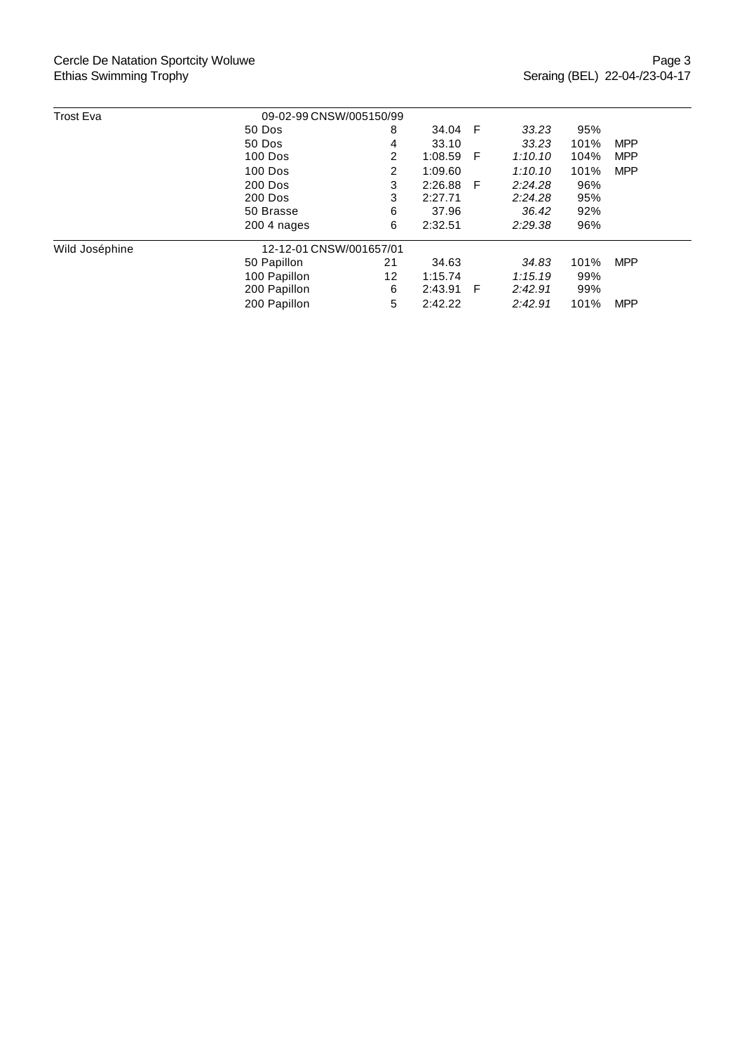| | | | | | | | |
|---|---|---|---|---|---|---|---|
| Trost Eva | 09-02-99 CNSW/005150/99 | | | | | | |
| | 50 Dos | 8 | 34.04 | F | *33.23* | 95% | |
| | 50 Dos | 4 | 33.10 | | *33.23* | 101% | MPP |
| | 100 Dos | 2 | 1:08.59 | F | *1:10.10* | 104% | MPP |
| | 100 Dos | 2 | 1:09.60 | | *1:10.10* | 101% | MPP |
| | 200 Dos | 3 | 2:26.88 | F | *2:24.28* | 96% | |
| | 200 Dos | 3 | 2:27.71 | | *2:24.28* | 95% | |
| | 50 Brasse | 6 | 37.96 | | *36.42* | 92% | |
| | 200 4 nages | 6 | 2:32.51 | | *2:29.38* | 96% | |
| Wild Joséphine | 12-12-01 CNSW/001657/01 | | | | | | |
| | 50 Papillon | 21 | 34.63 | | *34.83* | 101% | MPP |
| | 100 Papillon | 12 | 1:15.74 | | *1:15.19* | 99% | |
| | 200 Papillon | 6 | 2:43.91 | F | *2:42.91* | 99% | |
| | 200 Papillon | 5 | 2:42.22 | | *2:42.91* | 101% | MPP |